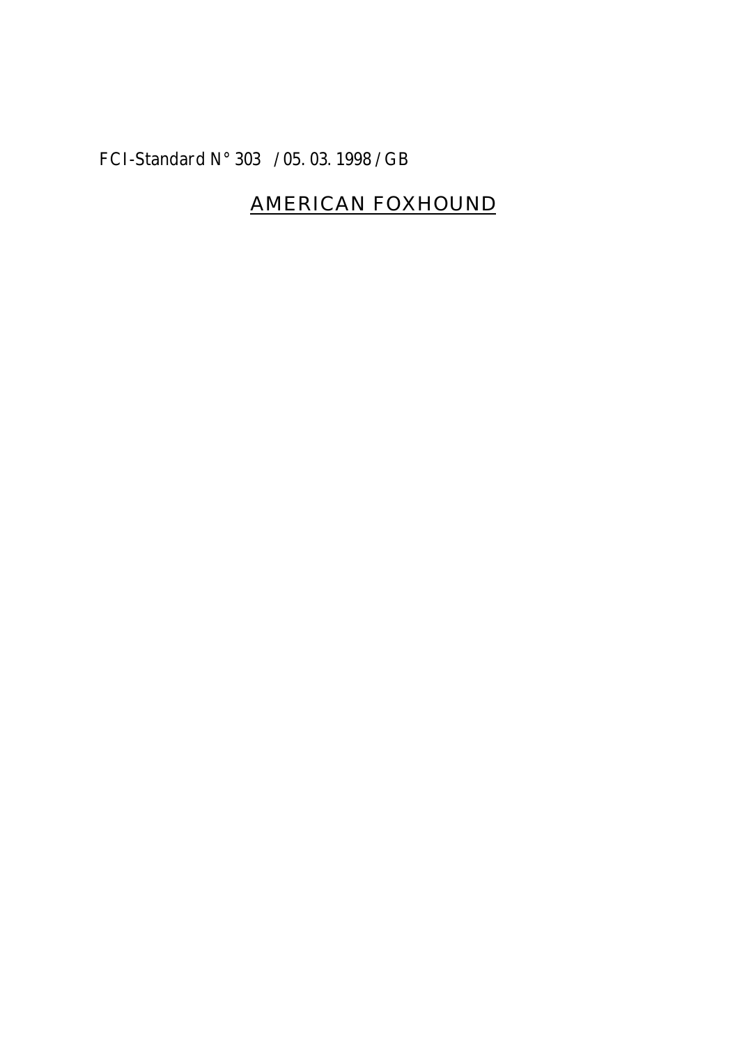FCI-Standard N° 303 / 05. 03. 1998 / GB

# AMERICAN FOXHOUND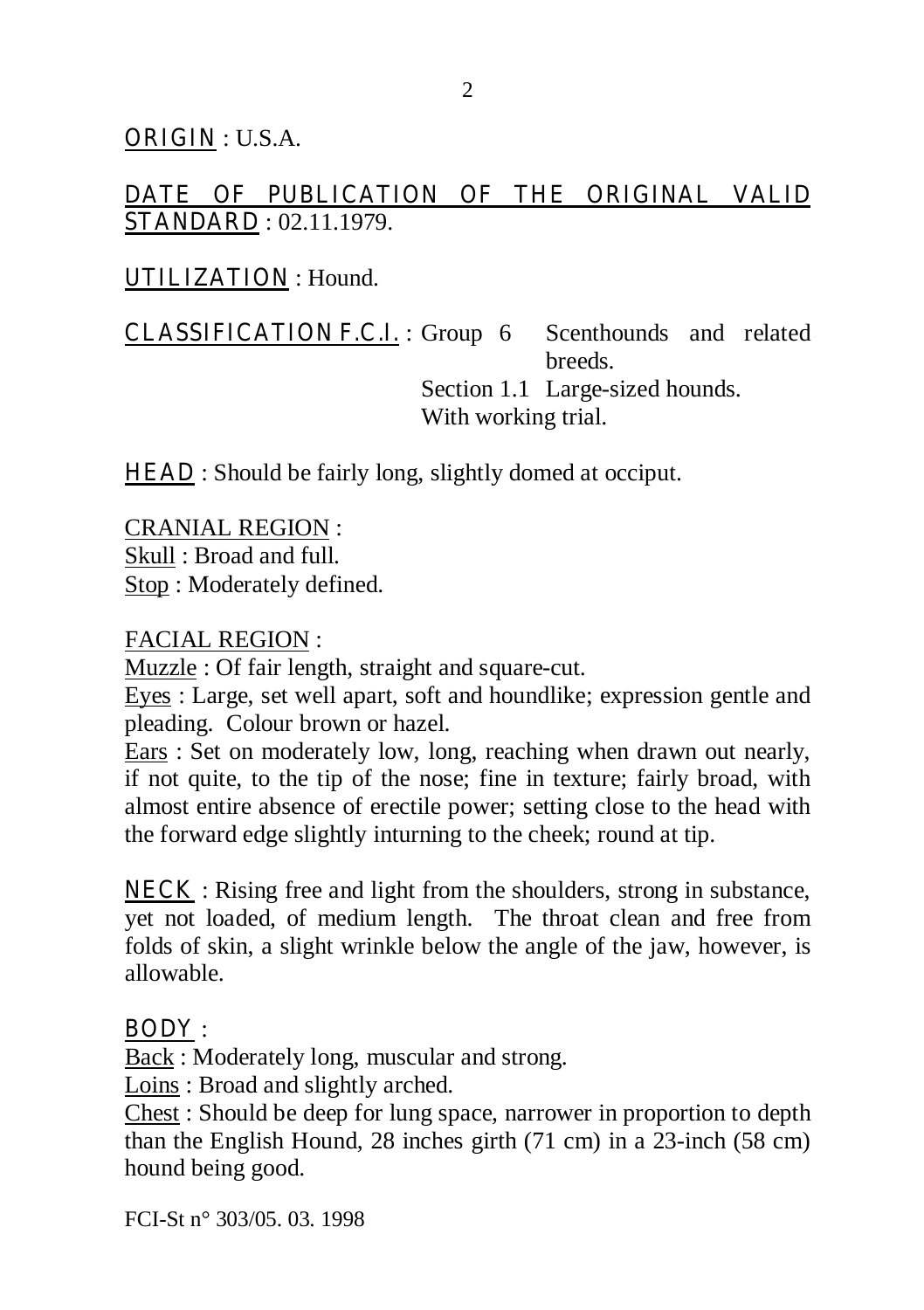**ORIGIN** : U.S.A.

**DATE OF PUBLICATION OF THE ORIGINAL VALID STANDARD** : 02.11.1979.

**UTILIZATION** : Hound.

**CLASSIFICATION F.C.I.** : Group 6 Scenthounds and related breeds.
Section 1.1 Large-sized hounds.
With working trial.

**HEAD** : Should be fairly long, slightly domed at occiput.

CRANIAL REGION :
Skull : Broad and full.
Stop : Moderately defined.

FACIAL REGION :
Muzzle : Of fair length, straight and square-cut.
Eyes : Large, set well apart, soft and houndlike; expression gentle and pleading. Colour brown or hazel.
Ears : Set on moderately low, long, reaching when drawn out nearly, if not quite, to the tip of the nose; fine in texture; fairly broad, with almost entire absence of erectile power; setting close to the head with the forward edge slightly inturning to the cheek; round at tip.

**NECK** : Rising free and light from the shoulders, strong in substance, yet not loaded, of medium length. The throat clean and free from folds of skin, a slight wrinkle below the angle of the jaw, however, is allowable.

**BODY** :
Back : Moderately long, muscular and strong.
Loins : Broad and slightly arched.
Chest : Should be deep for lung space, narrower in proportion to depth than the English Hound, 28 inches girth (71 cm) in a 23-inch (58 cm) hound being good.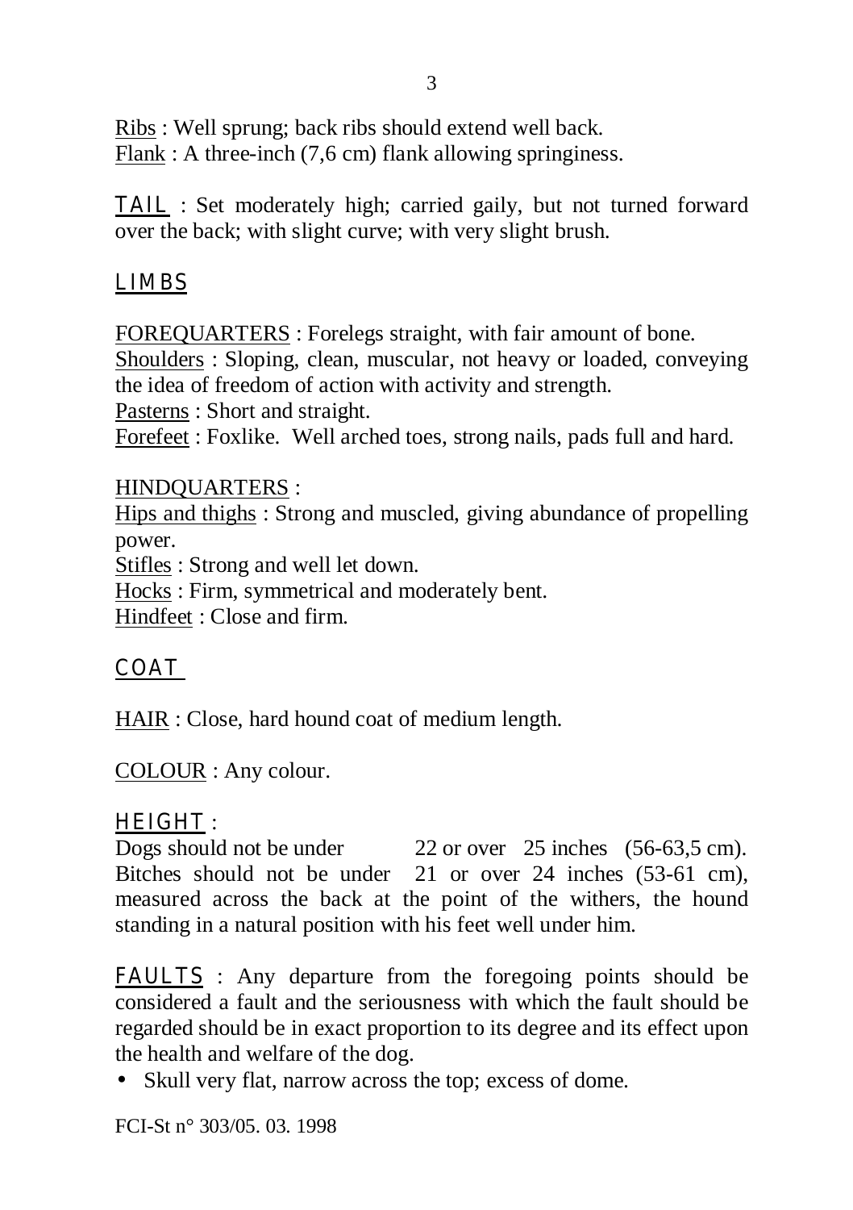Ribs : Well sprung; back ribs should extend well back.
Flank : A three-inch (7,6 cm) flank allowing springiness.

**TAIL** : Set moderately high; carried gaily, but not turned forward over the back; with slight curve; with very slight brush.

## LIMBS

FOREQUARTERS : Forelegs straight, with fair amount of bone.
Shoulders : Sloping, clean, muscular, not heavy or loaded, conveying the idea of freedom of action with activity and strength.
Pasterns : Short and straight.
Forefeet : Foxlike. Well arched toes, strong nails, pads full and hard.

HINDQUARTERS :
Hips and thighs : Strong and muscled, giving abundance of propelling power.
Stifles : Strong and well let down.
Hocks : Firm, symmetrical and moderately bent.
Hindfeet : Close and firm.

## COAT

HAIR : Close, hard hound coat of medium length.

COLOUR : Any colour.

## HEIGHT :

Dogs should not be under 22 or over 25 inches (56-63,5 cm).
Bitches should not be under 21 or over 24 inches (53-61 cm), measured across the back at the point of the withers, the hound standing in a natural position with his feet well under him.

**FAULTS** : Any departure from the foregoing points should be considered a fault and the seriousness with which the fault should be regarded should be in exact proportion to its degree and its effect upon the health and welfare of the dog.

- Skull very flat, narrow across the top; excess of dome.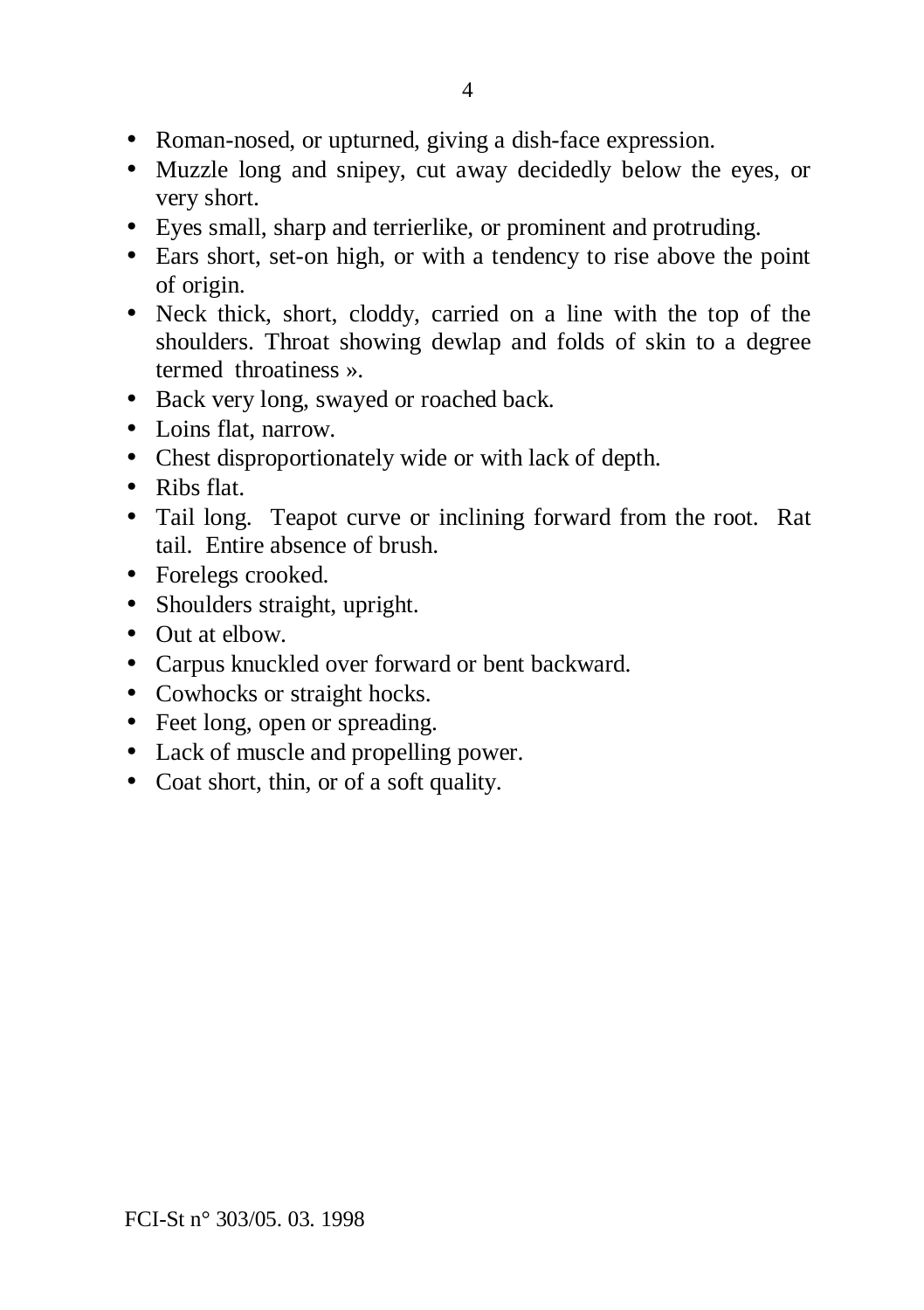- Roman-nosed, or upturned, giving a dish-face expression.
- Muzzle long and snipey, cut away decidedly below the eyes, or very short.
- Eyes small, sharp and terrierlike, or prominent and protruding.
- Ears short, set-on high, or with a tendency to rise above the point of origin.
- Neck thick, short, cloddy, carried on a line with the top of the shoulders. Throat showing dewlap and folds of skin to a degree termed throatiness ».
- Back very long, swayed or roached back.
- Loins flat, narrow.
- Chest disproportionately wide or with lack of depth.
- Ribs flat.
- Tail long. Teapot curve or inclining forward from the root. Rat tail. Entire absence of brush.
- Forelegs crooked.
- Shoulders straight, upright.
- Out at elbow.
- Carpus knuckled over forward or bent backward.
- Cowhocks or straight hocks.
- Feet long, open or spreading.
- Lack of muscle and propelling power.
- Coat short, thin, or of a soft quality.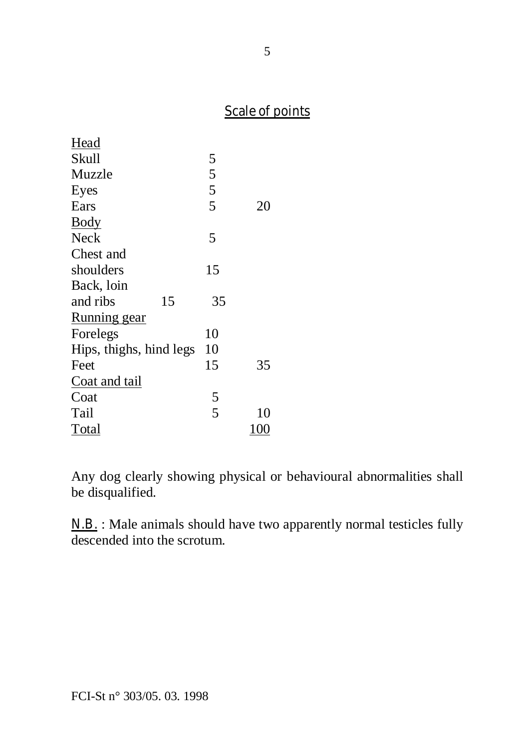## Scale of points

| | | |
|---|---|---|
| **Head** | | |
| Skull | 5 | |
| Muzzle | 5 | |
| Eyes | 5 | |
| Ears | 5 | 20 |
| **Body** | | |
| Neck | 5 | |
| Chest and shoulders | 15 | |
| Back, loin and ribs | 15 | 35 |
| **Running gear** | | |
| Forelegs | 10 | |
| Hips, thighs, hind legs | 10 | |
| Feet | 15 | 35 |
| **Coat and tail** | | |
| Coat | 5 | |
| Tail | 5 | 10 |
| **Total** | | 100 |

Any dog clearly showing physical or behavioural abnormalities shall be disqualified.

N.B. : Male animals should have two apparently normal testicles fully descended into the scrotum.